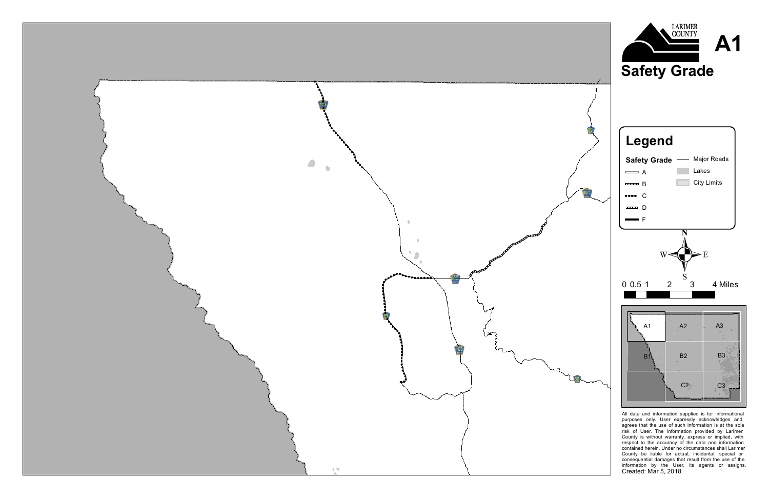LARIMER COUNTY

# A1

## Safety Grade

## Legend

**Safety Grade**

- A
- B
- C
- D
- F

- Major Roads
- Lakes
- City Limits

N W E S

0 0.5 1 2 3 4 Miles

A1 A2 A3
B1 B2 B3
C2 C3

All data and information supplied is for informational purposes only. User expressly acknowledges and agrees that the use of such information is at the sole risk of User. The information provided by Larimer County is without warranty, express or implied, with respect to the accuracy of the data and information contained herein. Under no circumstances shall Larimer County be liable for actual, incidental, special or consequential damages that result from the use of the information by the User, its agents or assigns.

Created: Mar 5, 2018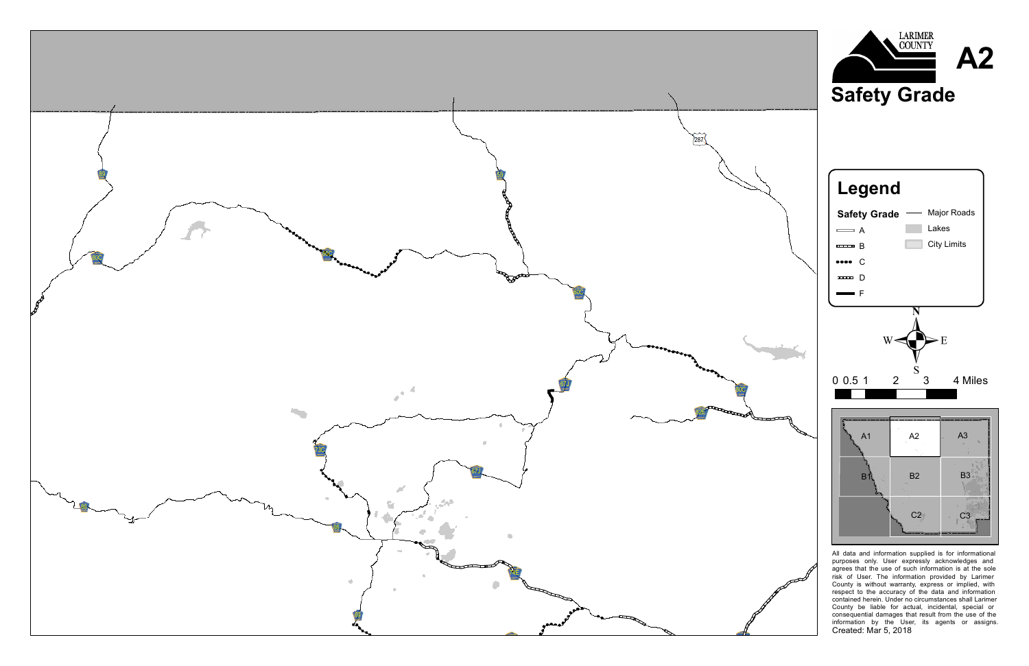# LARIMER COUNTY

# A2

## Safety Grade

## Legend

**Safety Grade**

- A
- B
- C
- D
- F

- Major Roads
- Lakes
- City Limits

N
W E
S

0 0.5 1 2 3 4 Miles

A1 A2 A3
B1 B2 B3
C2 C3

All data and information supplied is for informational purposes only. User expressly acknowledges and agrees that the use of such information is at the sole risk of User. The information provided by Larimer County is without warranty, express or implied, with respect to the accuracy of the data and information contained herein. Under no circumstances shall Larimer County be liable for actual, incidental, special or consequential damages that result from the use of the information by the User, its agents or assigns.

Created: Mar 5, 2018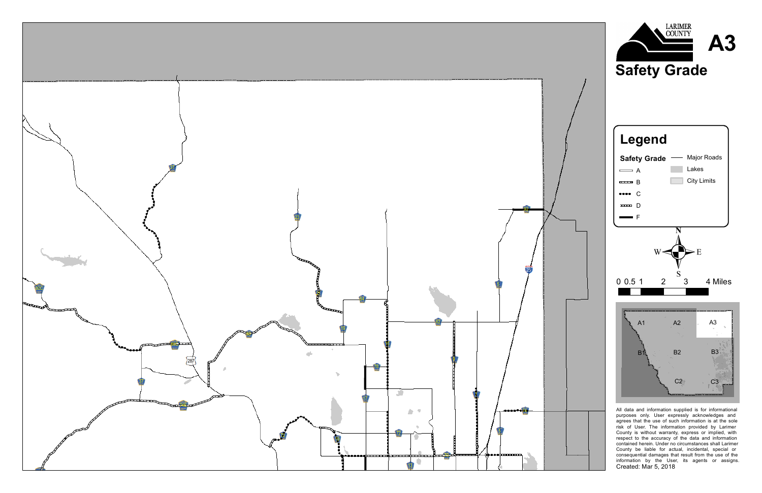LARIMER COUNTY

# A3

## Safety Grade

### Legend

**Safety Grade**

- A
- B
- C
- D
- F

- Major Roads
- Lakes
- City Limits

N
W E
S

0 0.5 1 2 3 4 Miles

A1 A2 A3
B1 B2 B3
C2 C3

All data and information supplied is for informational purposes only. User expressly acknowledges and agrees that the use of such information is at the sole risk of User. The information provided by Larimer County is without warranty, express or implied, with respect to the accuracy of the data and information contained herein. Under no circumstances shall Larimer County be liable for actual, incidental, special or consequential damages that result from the use of the information by the User, its agents or assigns.

Created: Mar 5, 2018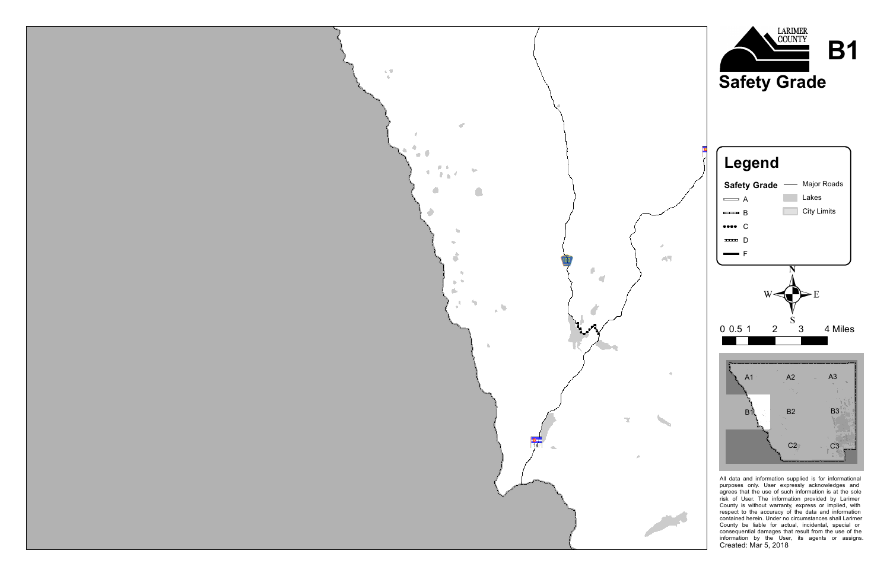# B1

## Safety Grade

LARIMER COUNTY

### Legend

**Safety Grade**

- A
- B
- C
- D
- F

- Major Roads
- Lakes
- City Limits

N W E S

0 0.5 1 2 3 4 Miles

A1 A2 A3
B1 B2 B3
C2 C3

All data and information supplied is for informational purposes only. User expressly acknowledges and agrees that the use of such information is at the sole risk of User. The information provided by Larimer County is without warranty, express or implied, with respect to the accuracy of the data and information contained herein. Under no circumstances shall Larimer County be liable for actual, incidental, special or consequential damages that result from the use of the information by the User, its agents or assigns.

Created: Mar 5, 2018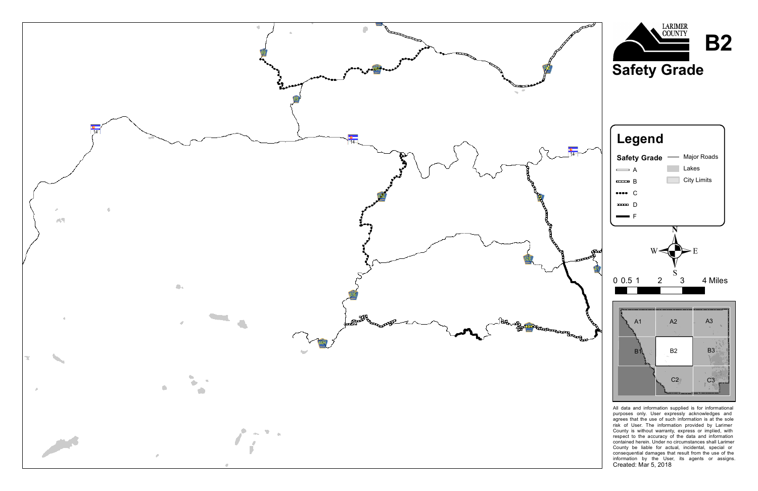# B2

## Safety Grade

LARIMER COUNTY

## Legend

**Safety Grade**

- A
- B
- C
- D
- F

- Major Roads
- Lakes
- City Limits

N / S / E / W

0 0.5 1 2 3 4 Miles

A1 A2 A3
B1 B2 B3
C2 C3

All data and information supplied is for informational purposes only. User expressly acknowledges and agrees that the use of such information is at the sole risk of User. The information provided by Larimer County is without warranty, express or implied, with respect to the accuracy of the data and information contained herein. Under no circumstances shall Larimer County be liable for actual, incidental, special or consequential damages that result from the use of the information by the User, its agents or assigns.

Created: Mar 5, 2018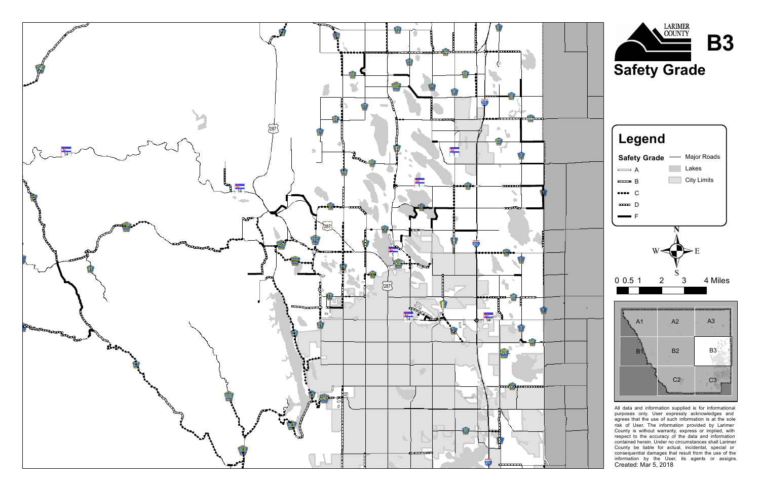# B3

## Safety Grade

LARIMER COUNTY

**Legend**

| Safety Grade | |
|---|---|
| A | Major Roads |
| B | Lakes |
| C | City Limits |
| D | |
| F | |

0 0.5 1 2 3 4 Miles

A1 A2 A3
B1 B2 B3
C2 C3

All data and information supplied is for informational purposes only. User expressly acknowledges and agrees that the use of such information is at the sole risk of User. The information provided by Larimer County is without warranty, express or implied, with respect to the accuracy of the data and information contained herein. Under no circumstances shall Larimer County be liable for actual, incidental, special or consequential damages that result from the use of the information by the User, its agents or assigns.

Created: Mar 5, 2018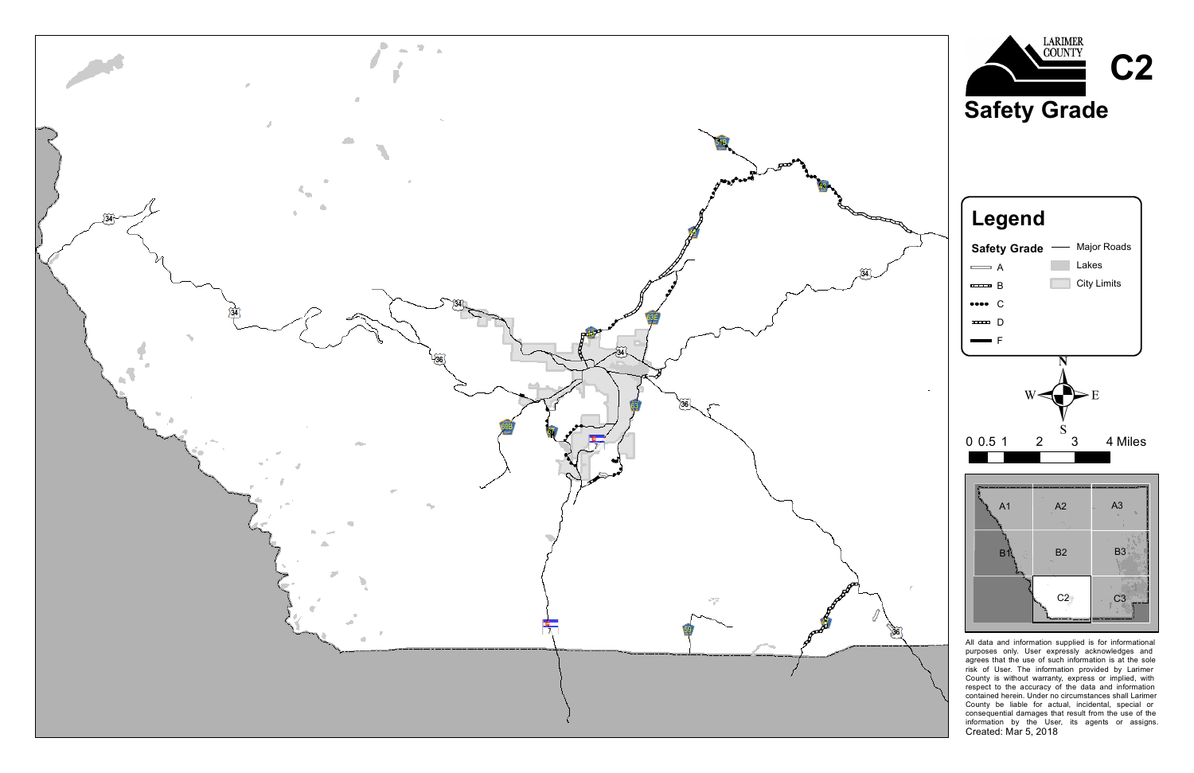# LARIMER COUNTY

# C2

# Safety Grade

## Legend

**Safety Grade**

- A
- B
- C
- D
- F

- Major Roads
- Lakes
- City Limits

N S E W

0 0.5 1 2 3 4 Miles

A1 A2 A3
B1 B2 B3
C2 C3

All data and information supplied is for informational purposes only. User expressly acknowledges and agrees that the use of such information is at the sole risk of User. The information provided by Larimer County is without warranty, express or implied, with respect to the accuracy of the data and information contained herein. Under no circumstances shall Larimer County be liable for actual, incidental, special or consequential damages that result from the use of the information by the User, its agents or assigns.

Created: Mar 5, 2018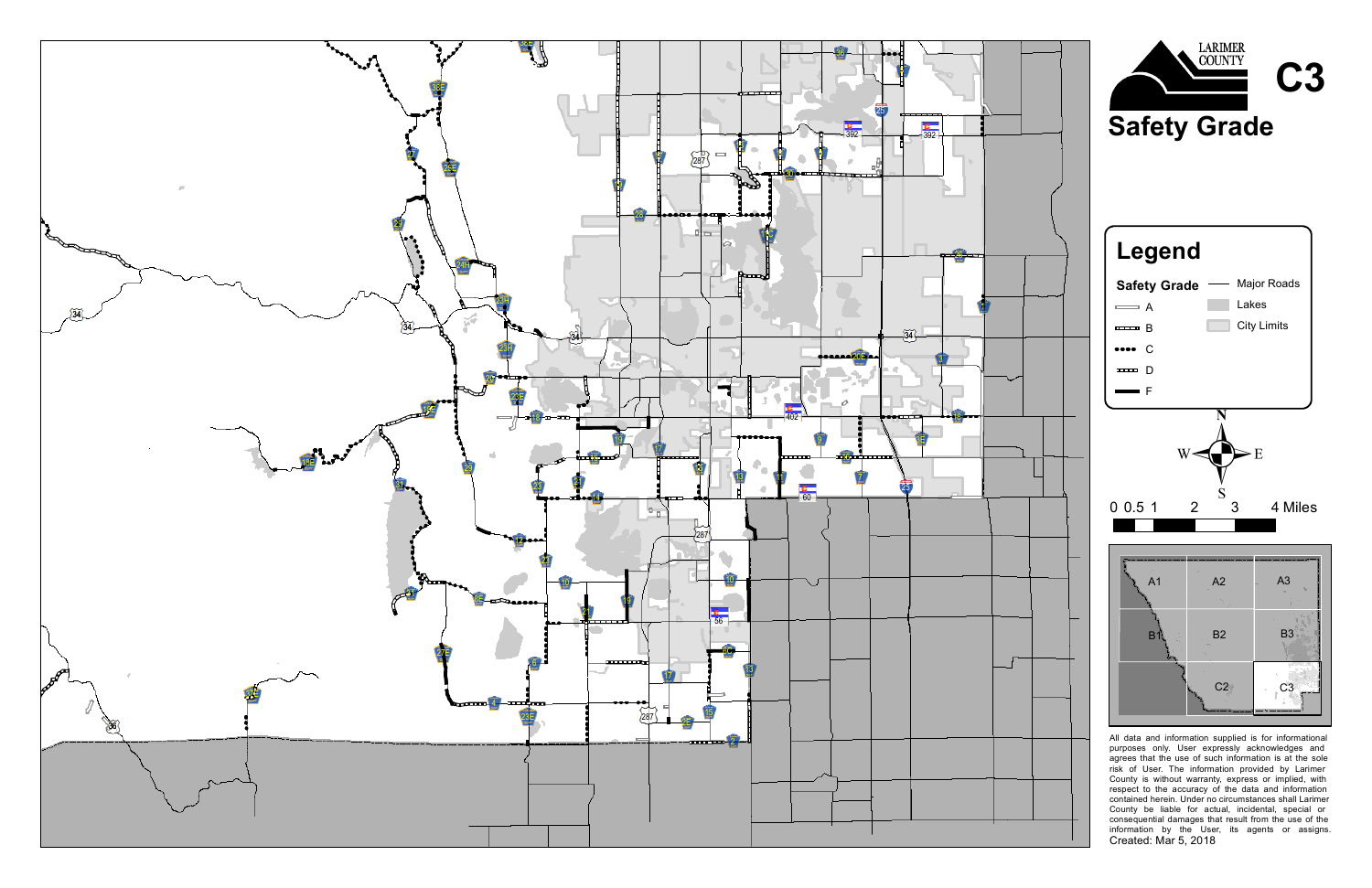LARIMER COUNTY

# C3

## Safety Grade

## Legend

**Safety Grade**

- A
- B
- C
- D
- F

- Major Roads
- Lakes
- City Limits

N
W E
S

0 0.5 1 2 3 4 Miles

A1 A2 A3
B1 B2 B3
C2 C3

All data and information supplied is for informational purposes only. User expressly acknowledges and agrees that the use of such information is at the sole risk of User. The information provided by Larimer County is without warranty, express or implied, with respect to the accuracy of the data and information contained herein. Under no circumstances shall Larimer County be liable for actual, incidental, special or consequential damages that result from the use of the information by the User, its agents or assigns.

Created: Mar 5, 2018